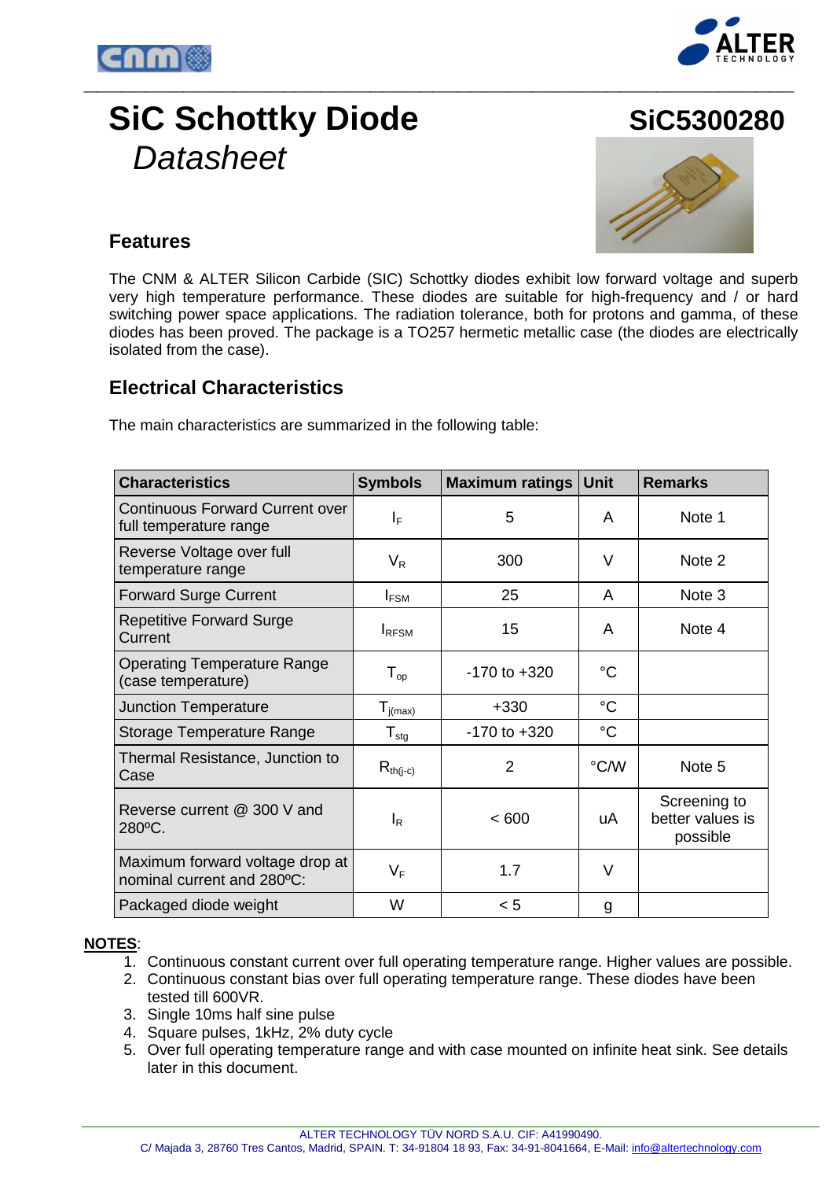# SiC Schottky Diode

# SiC5300280

*Datasheet*

## Features

The CNM & ALTER Silicon Carbide (SIC) Schottky diodes exhibit low forward voltage and superb very high temperature performance. These diodes are suitable for high-frequency and / or hard switching power space applications. The radiation tolerance, both for protons and gamma, of these diodes has been proved. The package is a TO257 hermetic metallic case (the diodes are electrically isolated from the case).

## Electrical Characteristics

The main characteristics are summarized in the following table:

| Characteristics | Symbols | Maximum ratings | Unit | Remarks |
|---|---|---|---|---|
| Continuous Forward Current over full temperature range | $I_F$ | 5 | A | Note 1 |
| Reverse Voltage over full temperature range | $V_R$ | 300 | V | Note 2 |
| Forward Surge Current | $I_{FSM}$ | 25 | A | Note 3 |
| Repetitive Forward Surge Current | $I_{RFSM}$ | 15 | A | Note 4 |
| Operating Temperature Range (case temperature) | $T_{op}$ | -170 to +320 | °C | |
| Junction Temperature | $T_{j(max)}$ | +330 | °C | |
| Storage Temperature Range | $T_{stg}$ | -170 to +320 | °C | |
| Thermal Resistance, Junction to Case | $R_{th(j-c)}$ | 2 | °C/W | Note 5 |
| Reverse current @ 300 V and 280ºC. | $I_R$ | < 600 | uA | Screening to better values is possible |
| Maximum forward voltage drop at nominal current and 280ºC: | $V_F$ | 1.7 | V | |
| Packaged diode weight | W | < 5 | g | |

**NOTES**:

1. Continuous constant current over full operating temperature range. Higher values are possible.
2. Continuous constant bias over full operating temperature range. These diodes have been tested till 600VR.
3. Single 10ms half sine pulse
4. Square pulses, 1kHz, 2% duty cycle
5. Over full operating temperature range and with case mounted on infinite heat sink. See details later in this document.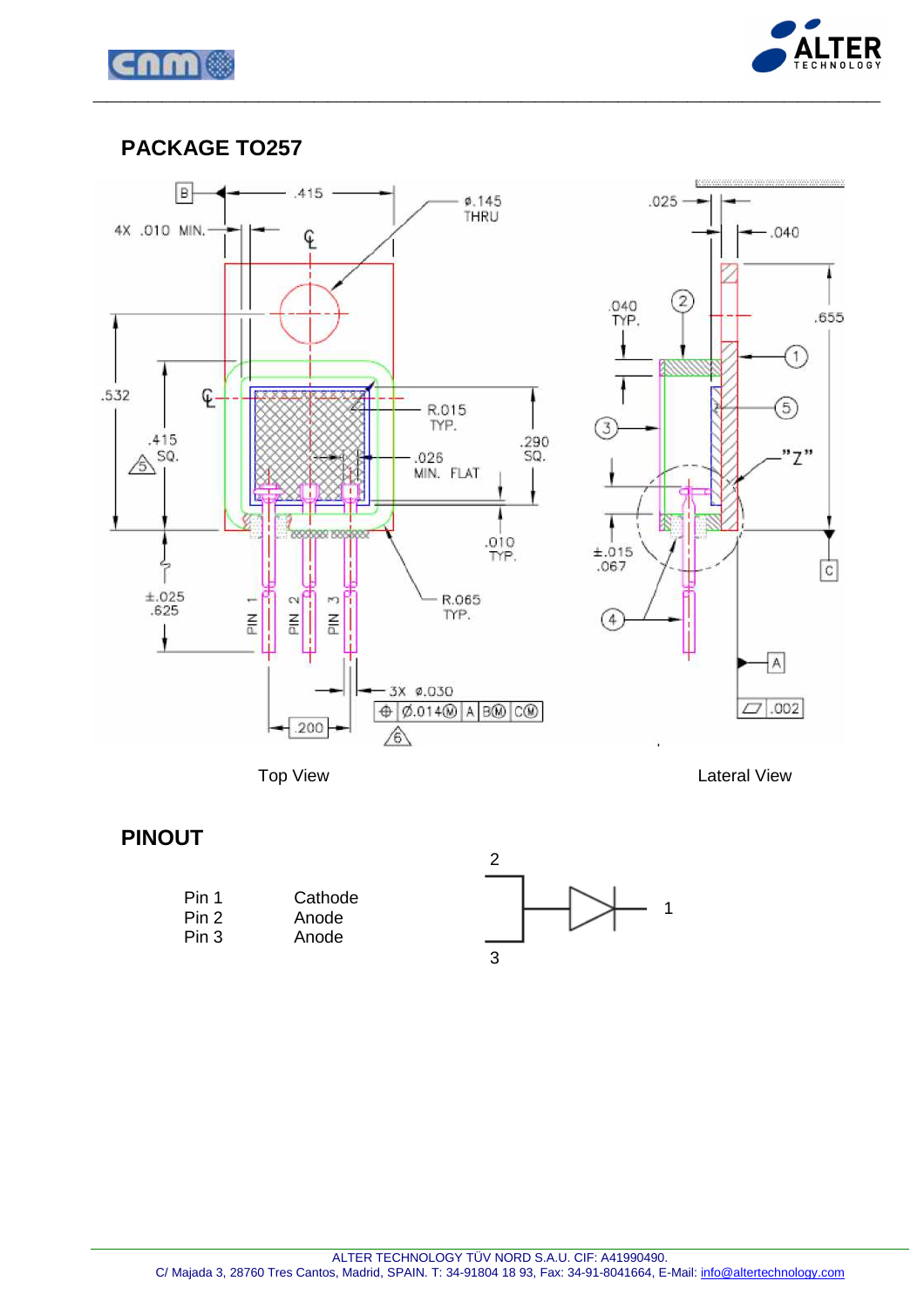## PACKAGE TO257

Top View

Lateral View

## PINOUT

| | |
|---|---|
| Pin 1 | Cathode |
| Pin 2 | Anode |
| Pin 3 | Anode |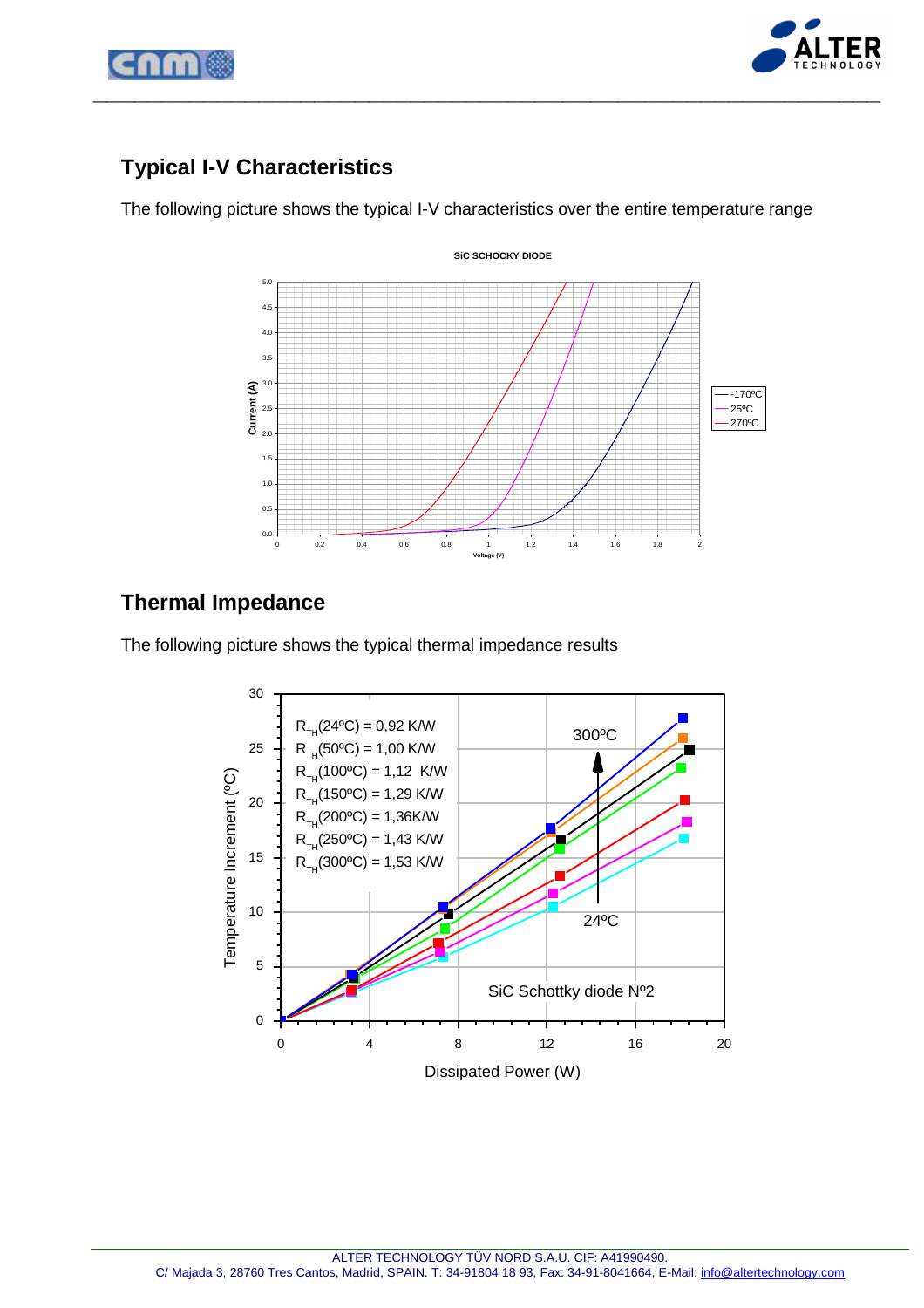## Typical I-V Characteristics

The following picture shows the typical I-V characteristics over the entire temperature range

## Thermal Impedance

The following picture shows the typical thermal impedance results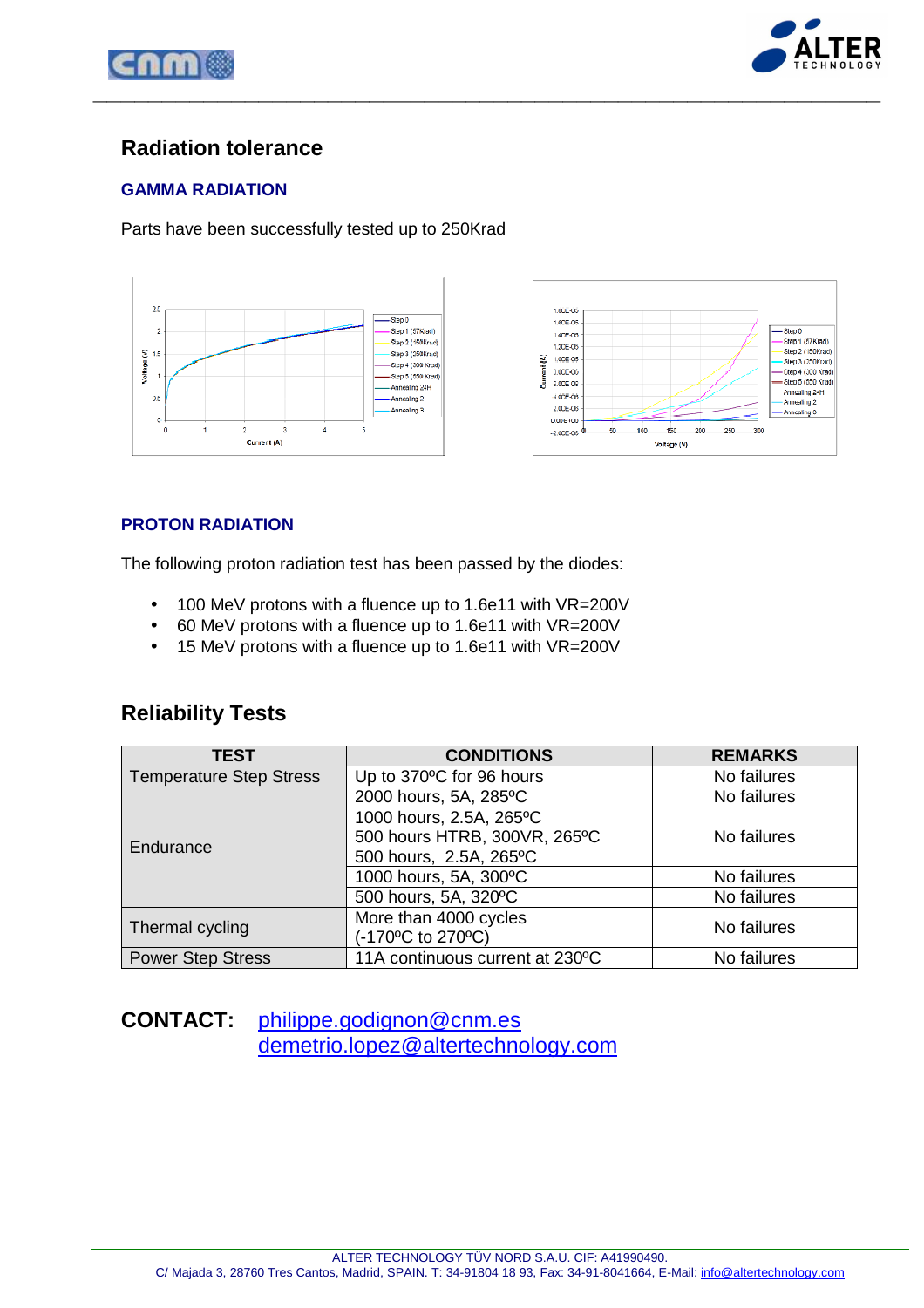## Radiation tolerance

### GAMMA RADIATION

Parts have been successfully tested up to 250Krad

2.5
2
1.5
1
0.5
0
Voltage (V)
0 1 2 3 4 5
Current (A)
Step 0
Step 1 (57Krad)
Step 2 (150Krad)
Step 3 (250Krad)
Step 4 (300 Krad)
Step 5 (550 Krad)
Annealing 24H
Annealing 2
Annealing 3

1.6E-06
1.4E-06
1.2E-06
1.0E-06
8.0E-06
6.0E-06
4.0E-06
2.0E-06
0.0E+00
-2.0E-06
Current (A)
0 50 100 150 200 250 300
Voltage (V)
Step 0
Step 1 (57Krad)
Step 2 (150Krad)
Step 3 (250Krad)
Step 4 (300 Krad)
Step 5 (550 Krad)
Annealing 24H
Annealing 2
Annealing 3

### PROTON RADIATION

The following proton radiation test has been passed by the diodes:

- 100 MeV protons with a fluence up to 1.6e11 with VR=200V
- 60 MeV protons with a fluence up to 1.6e11 with VR=200V
- 15 MeV protons with a fluence up to 1.6e11 with VR=200V

## Reliability Tests

| TEST | CONDITIONS | REMARKS |
|---|---|---|
| Temperature Step Stress | Up to 370ºC for 96 hours | No failures |
| Endurance | 2000 hours, 5A, 285ºC | No failures |
| | 1000 hours, 2.5A, 265ºC<br>500 hours HTRB, 300VR, 265ºC<br>500 hours, 2.5A, 265ºC | No failures |
| | 1000 hours, 5A, 300ºC | No failures |
| | 500 hours, 5A, 320ºC | No failures |
| Thermal cycling | More than 4000 cycles<br>(-170ºC to 270ºC) | No failures |
| Power Step Stress | 11A continuous current at 230ºC | No failures |

**CONTACT:** philippe.godignon@cnm.es
demetrio.lopez@altertechnology.com

ALTER TECHNOLOGY TÜV NORD S.A.U. CIF: A41990490.
C/ Majada 3, 28760 Tres Cantos, Madrid, SPAIN. T: 34-91804 18 93, Fax: 34-91-8041664, E-Mail: info@altertechnology.com